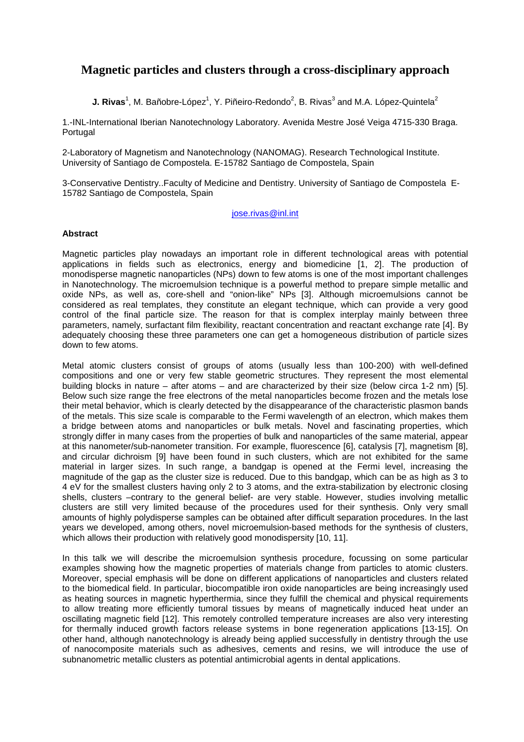# Magnetic particles and clusters through a cross-disciplinary approach

**J. Rivas**[1], M. Bañobre-López[1], Y. Piñeiro-Redondo[2], B. Rivas[3] and M.A. López-Quintela[2]

1.-INL-International Iberian Nanotechnology Laboratory. Avenida Mestre José Veiga 4715-330 Braga. Portugal

2-Laboratory of Magnetism and Nanotechnology (NANOMAG). Research Technological Institute. University of Santiago de Compostela. E-15782 Santiago de Compostela, Spain

3-Conservative Dentistry..Faculty of Medicine and Dentistry. University of Santiago de Compostela E-15782 Santiago de Compostela, Spain

jose.rivas@inl.int

**Abstract**

Magnetic particles play nowadays an important role in different technological areas with potential applications in fields such as electronics, energy and biomedicine [1, 2]. The production of monodisperse magnetic nanoparticles (NPs) down to few atoms is one of the most important challenges in Nanotechnology. The microemulsion technique is a powerful method to prepare simple metallic and oxide NPs, as well as, core-shell and "onion-like" NPs [3]. Although microemulsions cannot be considered as real templates, they constitute an elegant technique, which can provide a very good control of the final particle size. The reason for that is complex interplay mainly between three parameters, namely, surfactant film flexibility, reactant concentration and reactant exchange rate [4]. By adequately choosing these three parameters one can get a homogeneous distribution of particle sizes down to few atoms.

Metal atomic clusters consist of groups of atoms (usually less than 100-200) with well-defined compositions and one or very few stable geometric structures. They represent the most elemental building blocks in nature – after atoms – and are characterized by their size (below circa 1-2 nm) [5]. Below such size range the free electrons of the metal nanoparticles become frozen and the metals lose their metal behavior, which is clearly detected by the disappearance of the characteristic plasmon bands of the metals. This size scale is comparable to the Fermi wavelength of an electron, which makes them a bridge between atoms and nanoparticles or bulk metals. Novel and fascinating properties, which strongly differ in many cases from the properties of bulk and nanoparticles of the same material, appear at this nanometer/sub-nanometer transition. For example, fluorescence [6], catalysis [7], magnetism [8], and circular dichroism [9] have been found in such clusters, which are not exhibited for the same material in larger sizes. In such range, a bandgap is opened at the Fermi level, increasing the magnitude of the gap as the cluster size is reduced. Due to this bandgap, which can be as high as 3 to 4 eV for the smallest clusters having only 2 to 3 atoms, and the extra-stabilization by electronic closing shells, clusters –contrary to the general belief- are very stable. However, studies involving metallic clusters are still very limited because of the procedures used for their synthesis. Only very small amounts of highly polydisperse samples can be obtained after difficult separation procedures. In the last years we developed, among others, novel microemulsion-based methods for the synthesis of clusters, which allows their production with relatively good monodispersity [10, 11].

In this talk we will describe the microemulsion synthesis procedure, focussing on some particular examples showing how the magnetic properties of materials change from particles to atomic clusters. Moreover, special emphasis will be done on different applications of nanoparticles and clusters related to the biomedical field. In particular, biocompatible iron oxide nanoparticles are being increasingly used as heating sources in magnetic hyperthermia, since they fulfill the chemical and physical requirements to allow treating more efficiently tumoral tissues by means of magnetically induced heat under an oscillating magnetic field [12]. This remotely controlled temperature increases are also very interesting for thermally induced growth factors release systems in bone regeneration applications [13-15]. On other hand, although nanotechnology is already being applied successfully in dentistry through the use of nanocomposite materials such as adhesives, cements and resins, we will introduce the use of subnanometric metallic clusters as potential antimicrobial agents in dental applications.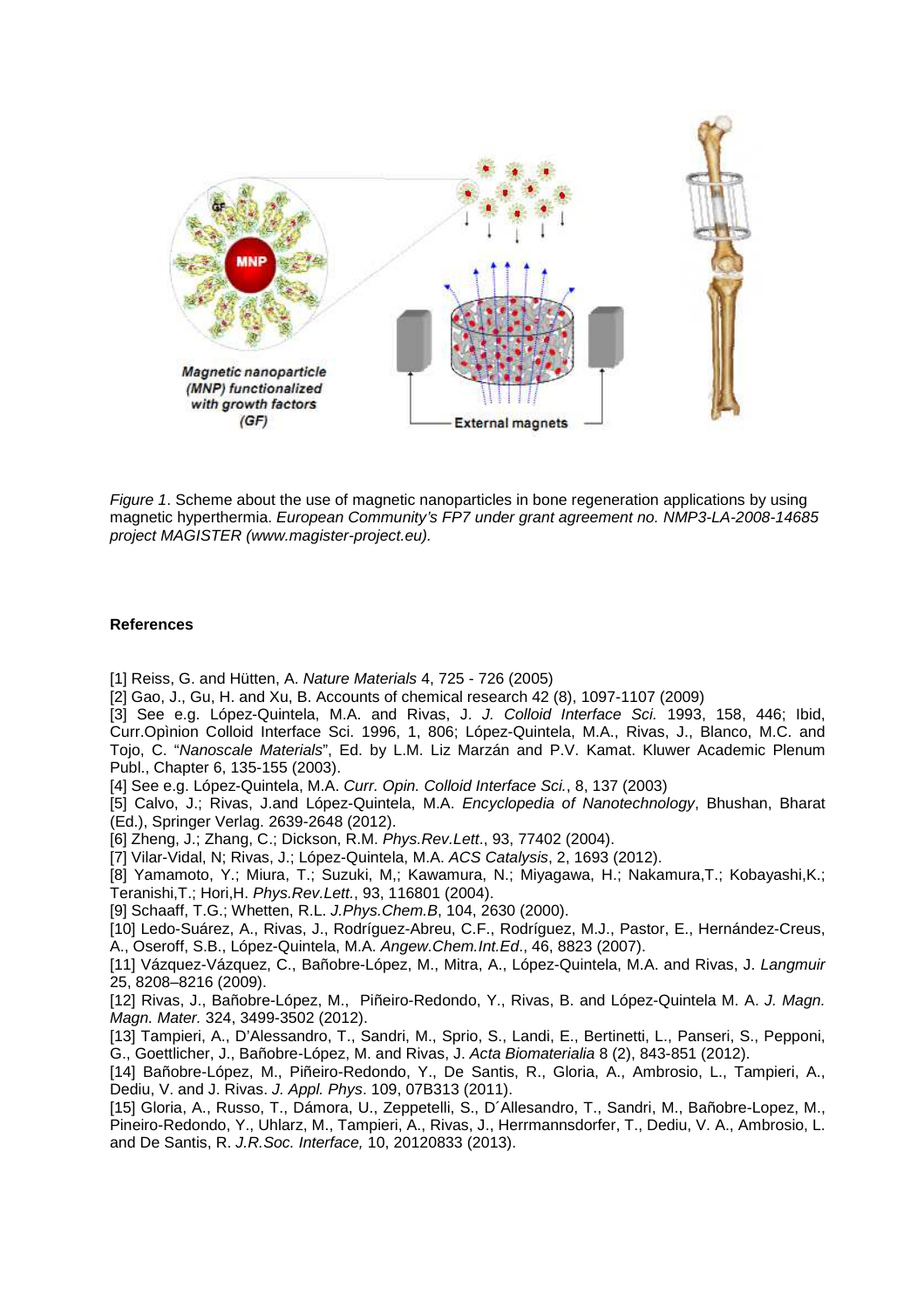Magnetic nanoparticle (MNP) functionalized with growth factors (GF)

MNP

GF

External magnets

*Figure 1*. Scheme about the use of magnetic nanoparticles in bone regeneration applications by using magnetic hyperthermia. *European Community's FP7 under grant agreement no. NMP3-LA-2008-14685 project MAGISTER (www.magister-project.eu).*

**References**

[1] Reiss, G. and Hütten, A. *Nature Materials* 4, 725 - 726 (2005)

[2] Gao, J., Gu, H. and Xu, B. Accounts of chemical research 42 (8), 1097-1107 (2009)

[3] See e.g. López-Quintela, M.A. and Rivas, J. *J. Colloid Interface Sci.* 1993, 158, 446; Ibid, Curr.Opìnion Colloid Interface Sci. 1996, 1, 806; López-Quintela, M.A., Rivas, J., Blanco, M.C. and Tojo, C. "*Nanoscale Materials*", Ed. by L.M. Liz Marzán and P.V. Kamat. Kluwer Academic Plenum Publ., Chapter 6, 135-155 (2003).

[4] See e.g. López-Quintela, M.A. *Curr. Opin. Colloid Interface Sci.*, 8, 137 (2003)

[5] Calvo, J.; Rivas, J.and López-Quintela, M.A. *Encyclopedia of Nanotechnology*, Bhushan, Bharat (Ed.), Springer Verlag. 2639-2648 (2012).

[6] Zheng, J.; Zhang, C.; Dickson, R.M. *Phys.Rev.Lett*., 93, 77402 (2004).

[7] Vilar-Vidal, N; Rivas, J.; López-Quintela, M.A. *ACS Catalysis*, 2, 1693 (2012).

[8] Yamamoto, Y.; Miura, T.; Suzuki, M,; Kawamura, N.; Miyagawa, H.; Nakamura,T.; Kobayashi,K.; Teranishi,T.; Hori,H. *Phys.Rev.Lett.*, 93, 116801 (2004).

[9] Schaaff, T.G.; Whetten, R.L. *J.Phys.Chem.B*, 104, 2630 (2000).

[10] Ledo-Suárez, A., Rivas, J., Rodríguez-Abreu, C.F., Rodríguez, M.J., Pastor, E., Hernández-Creus, A., Oseroff, S.B., López-Quintela, M.A. *Angew.Chem.Int.Ed*., 46, 8823 (2007).

[11] Vázquez-Vázquez, C., Bañobre-López, M., Mitra, A., López-Quintela, M.A. and Rivas, J. *Langmuir* 25, 8208–8216 (2009).

[12] Rivas, J., Bañobre-López, M., Piñeiro-Redondo, Y., Rivas, B. and López-Quintela M. A. *J. Magn. Magn. Mater.* 324, 3499-3502 (2012).

[13] Tampieri, A., D'Alessandro, T., Sandri, M., Sprio, S., Landi, E., Bertinetti, L., Panseri, S., Pepponi, G., Goettlicher, J., Bañobre-López, M. and Rivas, J. *Acta Biomaterialia* 8 (2), 843-851 (2012).

[14] Bañobre-López, M., Piñeiro-Redondo, Y., De Santis, R., Gloria, A., Ambrosio, L., Tampieri, A., Dediu, V. and J. Rivas. *J. Appl. Phys*. 109, 07B313 (2011).

[15] Gloria, A., Russo, T., Dámora, U., Zeppetelli, S., D´Allesandro, T., Sandri, M., Bañobre-Lopez, M., Pineiro-Redondo, Y., Uhlarz, M., Tampieri, A., Rivas, J., Herrmannsdorfer, T., Dediu, V. A., Ambrosio, L. and De Santis, R. *J.R.Soc. Interface,* 10, 20120833 (2013).